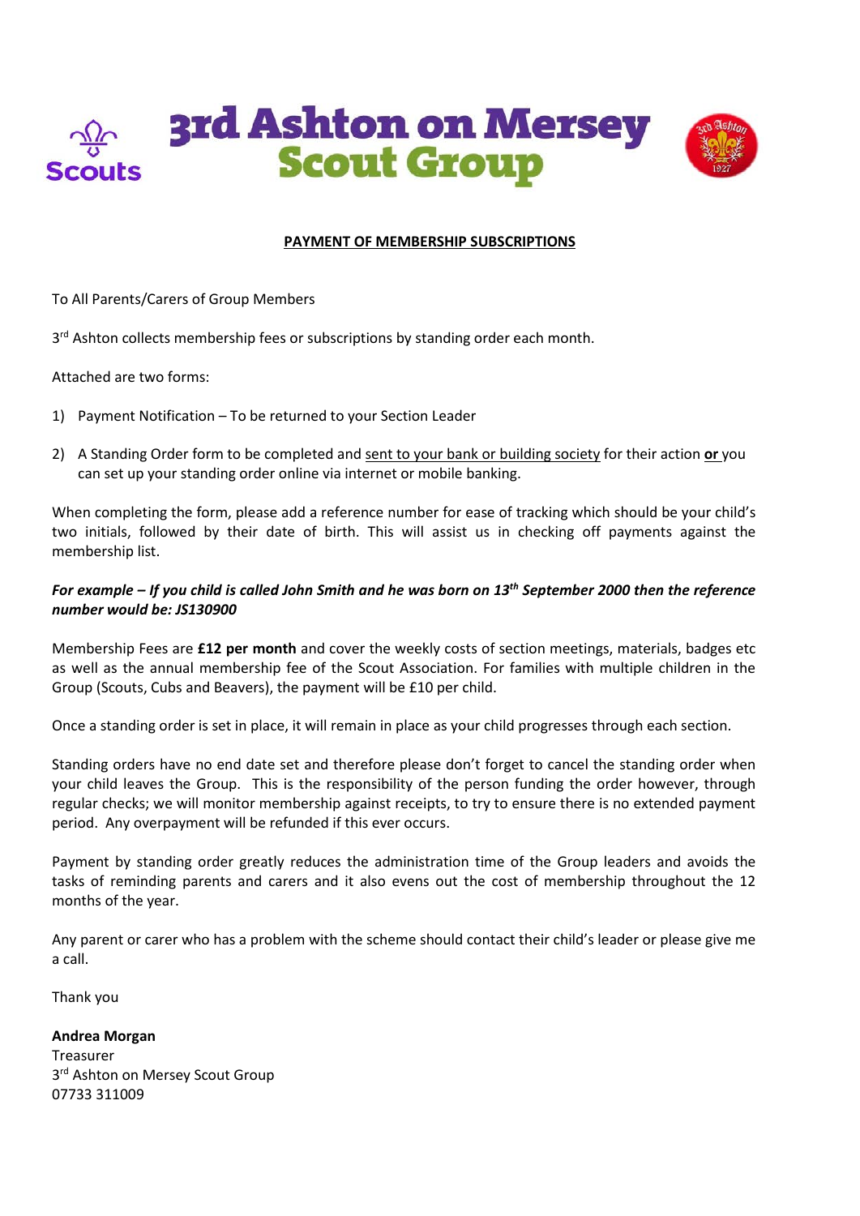# 3rd Ashton on Mersey Scout Group

**PAYMENT OF MEMBERSHIP SUBSCRIPTIONS**

To All Parents/Carers of Group Members

3rd Ashton collects membership fees or subscriptions by standing order each month.

Attached are two forms:

1) Payment Notification – To be returned to your Section Leader
2) A Standing Order form to be completed and sent to your bank or building society for their action **or** you can set up your standing order online via internet or mobile banking.

When completing the form, please add a reference number for ease of tracking which should be your child's two initials, followed by their date of birth. This will assist us in checking off payments against the membership list.

***For example – If you child is called John Smith and he was born on 13th September 2000 then the reference number would be: JS130900***

Membership Fees are **£12 per month** and cover the weekly costs of section meetings, materials, badges etc as well as the annual membership fee of the Scout Association. For families with multiple children in the Group (Scouts, Cubs and Beavers), the payment will be £10 per child.

Once a standing order is set in place, it will remain in place as your child progresses through each section.

Standing orders have no end date set and therefore please don't forget to cancel the standing order when your child leaves the Group. This is the responsibility of the person funding the order however, through regular checks; we will monitor membership against receipts, to try to ensure there is no extended payment period. Any overpayment will be refunded if this ever occurs.

Payment by standing order greatly reduces the administration time of the Group leaders and avoids the tasks of reminding parents and carers and it also evens out the cost of membership throughout the 12 months of the year.

Any parent or carer who has a problem with the scheme should contact their child's leader or please give me a call.

Thank you

**Andrea Morgan**
Treasurer
3rd Ashton on Mersey Scout Group
07733 311009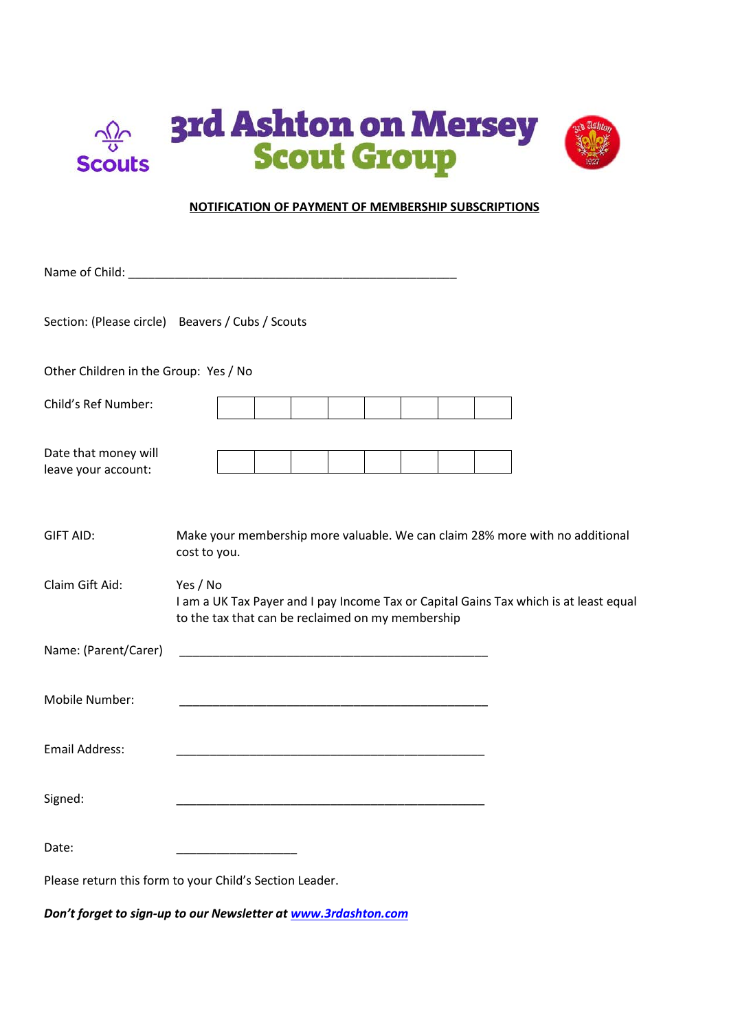# 3rd Ashton on Mersey Scout Group

**NOTIFICATION OF PAYMENT OF MEMBERSHIP SUBSCRIPTIONS**

Name of Child: ___________________________________________________

Section: (Please circle) Beavers / Cubs / Scouts

Other Children in the Group: Yes / No

Child's Ref Number:

| | | | | | | | |
|---|---|---|---|---|---|---|---|
| | | | | | | | |

Date that money will leave your account:

| | | | | | | | |
|---|---|---|---|---|---|---|---|
| | | | | | | | |

GIFT AID: Make your membership more valuable. We can claim 28% more with no additional cost to you.

Claim Gift Aid: Yes / No
I am a UK Tax Payer and I pay Income Tax or Capital Gains Tax which is at least equal to the tax that can be reclaimed on my membership

Name: (Parent/Carer) ________________________________________________

Mobile Number: ________________________________________________

Email Address: ________________________________________________

Signed: ________________________________________________

Date: ___________________

Please return this form to your Child's Section Leader.

***Don't forget to sign-up to our Newsletter at www.3rdashton.com***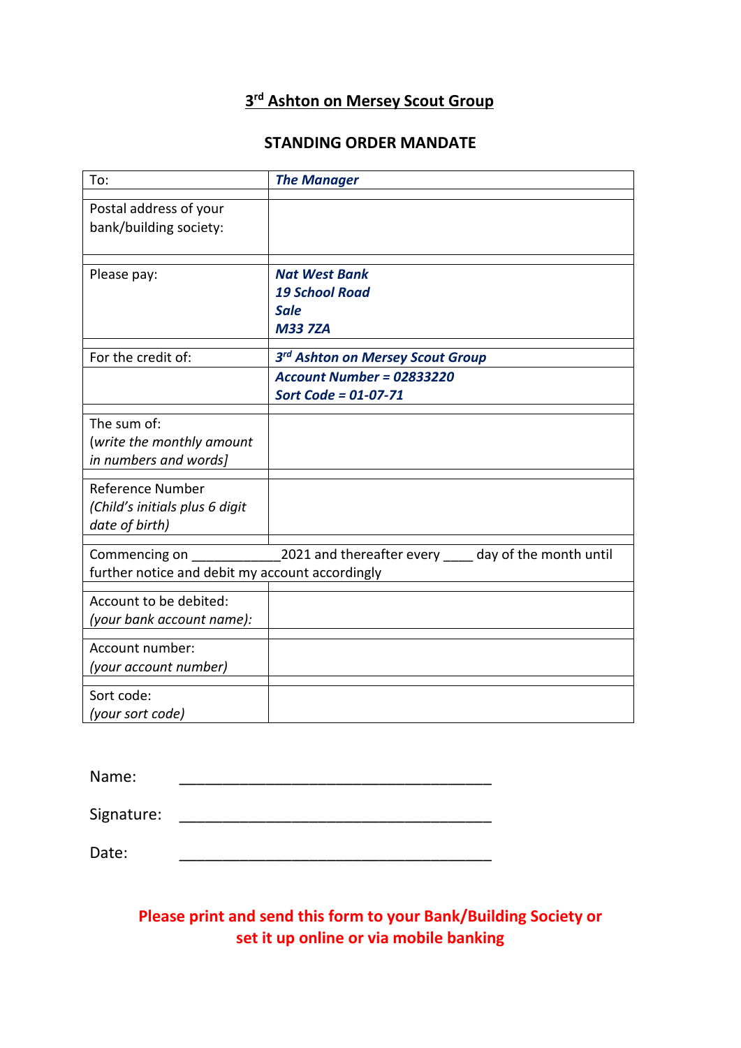# 3rd Ashton on Mersey Scout Group

## STANDING ORDER MANDATE

| | |
|---|---|
| To: | ***The Manager*** |
| Postal address of your bank/building society: | |
| Please pay: | ***Nat West Bank***<br>***19 School Road***<br>***Sale***<br>***M33 7ZA*** |
| For the credit of: | ***3rd Ashton on Mersey Scout Group*** |
| | ***Account Number = 02833220***<br>***Sort Code = 01-07-71*** |
| The sum of:<br>(*write the monthly amount in numbers and words]* | |
| Reference Number<br>*(Child's initials plus 6 digit date of birth)* | |
| Commencing on ____________2021 and thereafter every ____ day of the month until further notice and debit my account accordingly | |
| Account to be debited:<br>*(your bank account name):* | |
| Account number:<br>*(your account number)* | |
| Sort code:<br>*(your sort code)* | |

Name: ____________________________________

Signature: ____________________________________

Date: ____________________________________

**Please print and send this form to your Bank/Building Society or set it up online or via mobile banking**